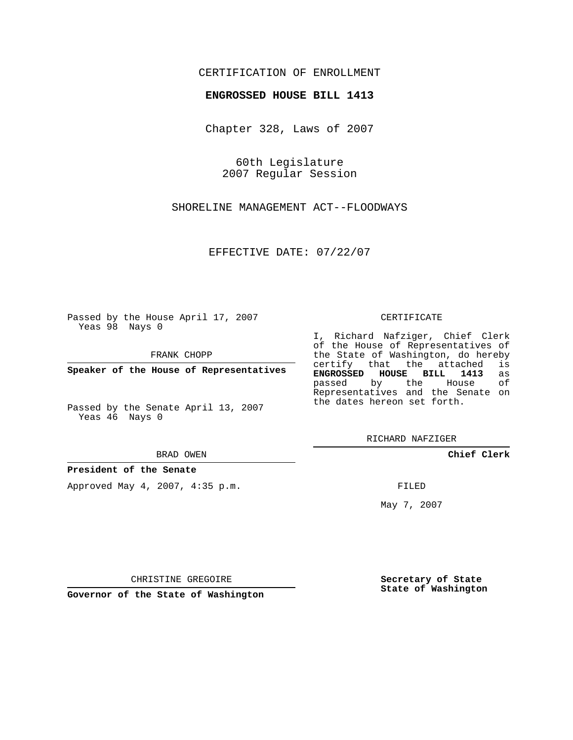CERTIFICATION OF ENROLLMENT

**ENGROSSED HOUSE BILL 1413**

Chapter 328, Laws of 2007

60th Legislature
2007 Regular Session

SHORELINE MANAGEMENT ACT--FLOODWAYS

EFFECTIVE DATE: 07/22/07

Passed by the House April 17, 2007
Yeas 98 Nays 0

FRANK CHOPP

**Speaker of the House of Representatives**

Passed by the Senate April 13, 2007
Yeas 46 Nays 0

BRAD OWEN

**President of the Senate**

Approved May 4, 2007, 4:35 p.m.

CHRISTINE GREGOIRE

**Governor of the State of Washington**

CERTIFICATE

I, Richard Nafziger, Chief Clerk of the House of Representatives of the State of Washington, do hereby certify that the attached is **ENGROSSED HOUSE BILL 1413** as passed by the House of Representatives and the Senate on the dates hereon set forth.

RICHARD NAFZIGER

**Chief Clerk**

FILED

May 7, 2007

**Secretary of State**
**State of Washington**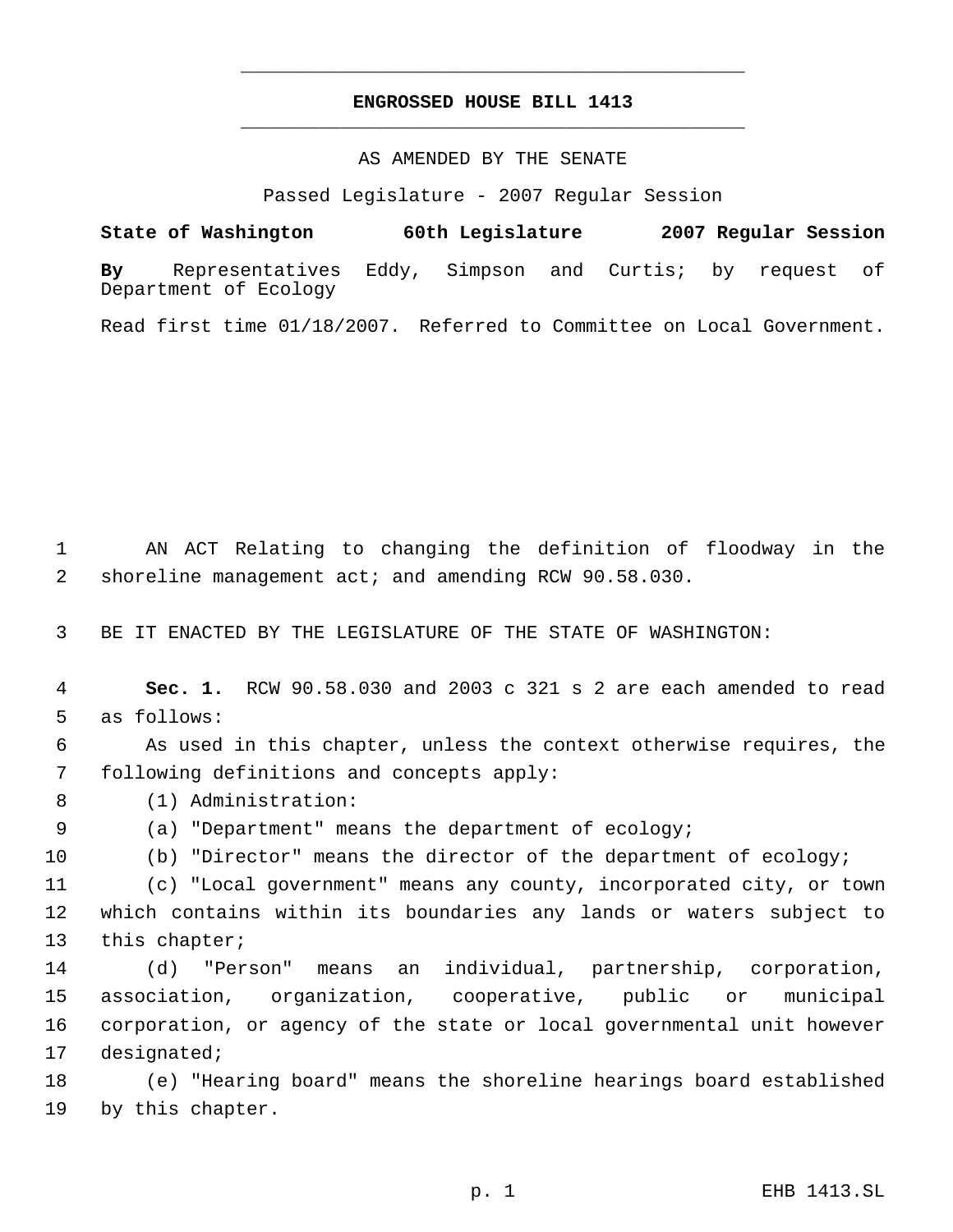# ENGROSSED HOUSE BILL 1413

AS AMENDED BY THE SENATE

Passed Legislature - 2007 Regular Session

**State of Washington 60th Legislature 2007 Regular Session**

**By** Representatives Eddy, Simpson and Curtis; by request of Department of Ecology

Read first time 01/18/2007. Referred to Committee on Local Government.

1 AN ACT Relating to changing the definition of floodway in the
2 shoreline management act; and amending RCW 90.58.030.

3 BE IT ENACTED BY THE LEGISLATURE OF THE STATE OF WASHINGTON:

4 **Sec. 1.** RCW 90.58.030 and 2003 c 321 s 2 are each amended to read
5 as follows:
6 As used in this chapter, unless the context otherwise requires, the
7 following definitions and concepts apply:
8 (1) Administration:
9 (a) "Department" means the department of ecology;
10 (b) "Director" means the director of the department of ecology;
11 (c) "Local government" means any county, incorporated city, or town
12 which contains within its boundaries any lands or waters subject to
13 this chapter;
14 (d) "Person" means an individual, partnership, corporation,
15 association, organization, cooperative, public or municipal
16 corporation, or agency of the state or local governmental unit however
17 designated;
18 (e) "Hearing board" means the shoreline hearings board established
19 by this chapter.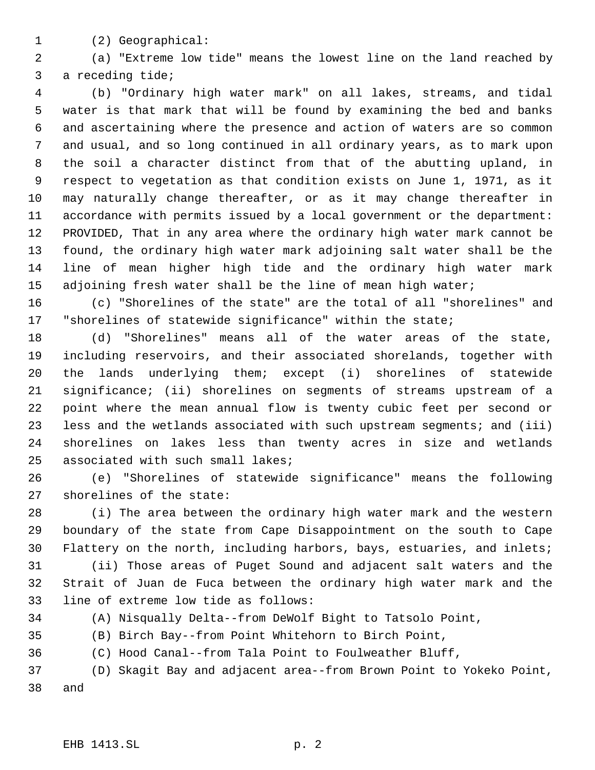(2) Geographical:

(a) "Extreme low tide" means the lowest line on the land reached by a receding tide;

(b) "Ordinary high water mark" on all lakes, streams, and tidal water is that mark that will be found by examining the bed and banks and ascertaining where the presence and action of waters are so common and usual, and so long continued in all ordinary years, as to mark upon the soil a character distinct from that of the abutting upland, in respect to vegetation as that condition exists on June 1, 1971, as it may naturally change thereafter, or as it may change thereafter in accordance with permits issued by a local government or the department: PROVIDED, That in any area where the ordinary high water mark cannot be found, the ordinary high water mark adjoining salt water shall be the line of mean higher high tide and the ordinary high water mark adjoining fresh water shall be the line of mean high water;

(c) "Shorelines of the state" are the total of all "shorelines" and "shorelines of statewide significance" within the state;

(d) "Shorelines" means all of the water areas of the state, including reservoirs, and their associated shorelands, together with the lands underlying them; except (i) shorelines of statewide significance; (ii) shorelines on segments of streams upstream of a point where the mean annual flow is twenty cubic feet per second or less and the wetlands associated with such upstream segments; and (iii) shorelines on lakes less than twenty acres in size and wetlands associated with such small lakes;

(e) "Shorelines of statewide significance" means the following shorelines of the state:

(i) The area between the ordinary high water mark and the western boundary of the state from Cape Disappointment on the south to Cape Flattery on the north, including harbors, bays, estuaries, and inlets;

(ii) Those areas of Puget Sound and adjacent salt waters and the Strait of Juan de Fuca between the ordinary high water mark and the line of extreme low tide as follows:

(A) Nisqually Delta--from DeWolf Bight to Tatsolo Point,

(B) Birch Bay--from Point Whitehorn to Birch Point,

(C) Hood Canal--from Tala Point to Foulweather Bluff,

(D) Skagit Bay and adjacent area--from Brown Point to Yokeko Point, and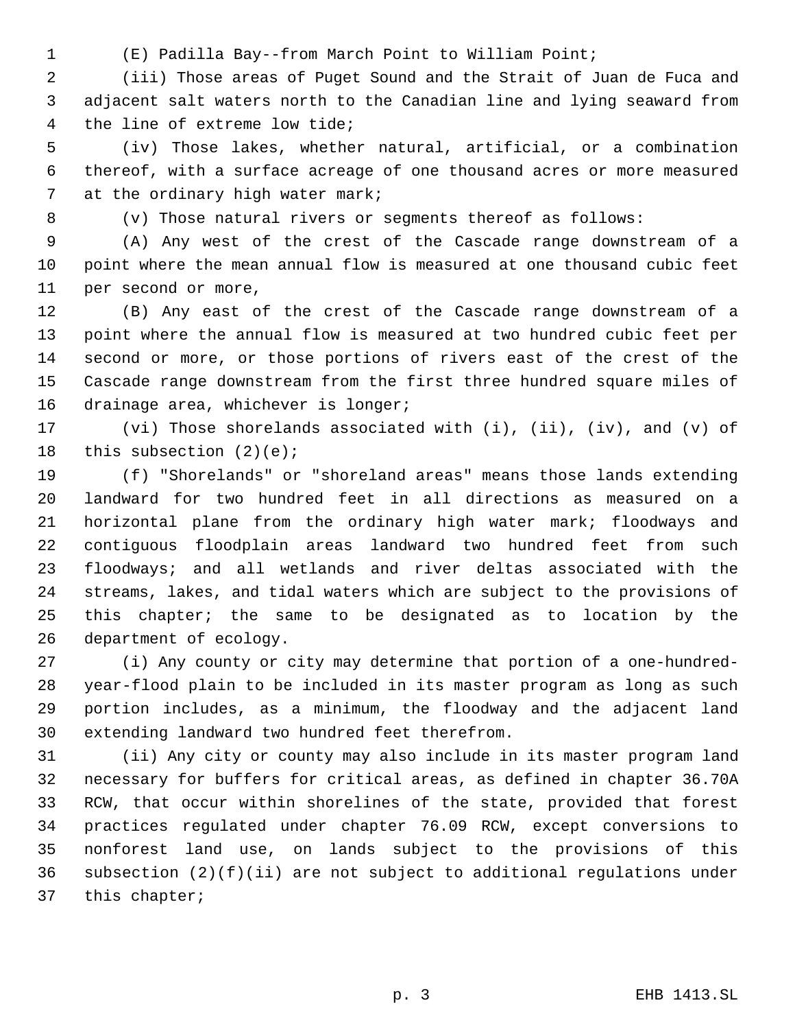(E) Padilla Bay--from March Point to William Point;

(iii) Those areas of Puget Sound and the Strait of Juan de Fuca and adjacent salt waters north to the Canadian line and lying seaward from the line of extreme low tide;

(iv) Those lakes, whether natural, artificial, or a combination thereof, with a surface acreage of one thousand acres or more measured at the ordinary high water mark;

(v) Those natural rivers or segments thereof as follows:

(A) Any west of the crest of the Cascade range downstream of a point where the mean annual flow is measured at one thousand cubic feet per second or more,

(B) Any east of the crest of the Cascade range downstream of a point where the annual flow is measured at two hundred cubic feet per second or more, or those portions of rivers east of the crest of the Cascade range downstream from the first three hundred square miles of drainage area, whichever is longer;

(vi) Those shorelands associated with (i), (ii), (iv), and (v) of this subsection (2)(e);

(f) "Shorelands" or "shoreland areas" means those lands extending landward for two hundred feet in all directions as measured on a horizontal plane from the ordinary high water mark; floodways and contiguous floodplain areas landward two hundred feet from such floodways; and all wetlands and river deltas associated with the streams, lakes, and tidal waters which are subject to the provisions of this chapter; the same to be designated as to location by the department of ecology.

(i) Any county or city may determine that portion of a one-hundred-year-flood plain to be included in its master program as long as such portion includes, as a minimum, the floodway and the adjacent land extending landward two hundred feet therefrom.

(ii) Any city or county may also include in its master program land necessary for buffers for critical areas, as defined in chapter 36.70A RCW, that occur within shorelines of the state, provided that forest practices regulated under chapter 76.09 RCW, except conversions to nonforest land use, on lands subject to the provisions of this subsection (2)(f)(ii) are not subject to additional regulations under this chapter;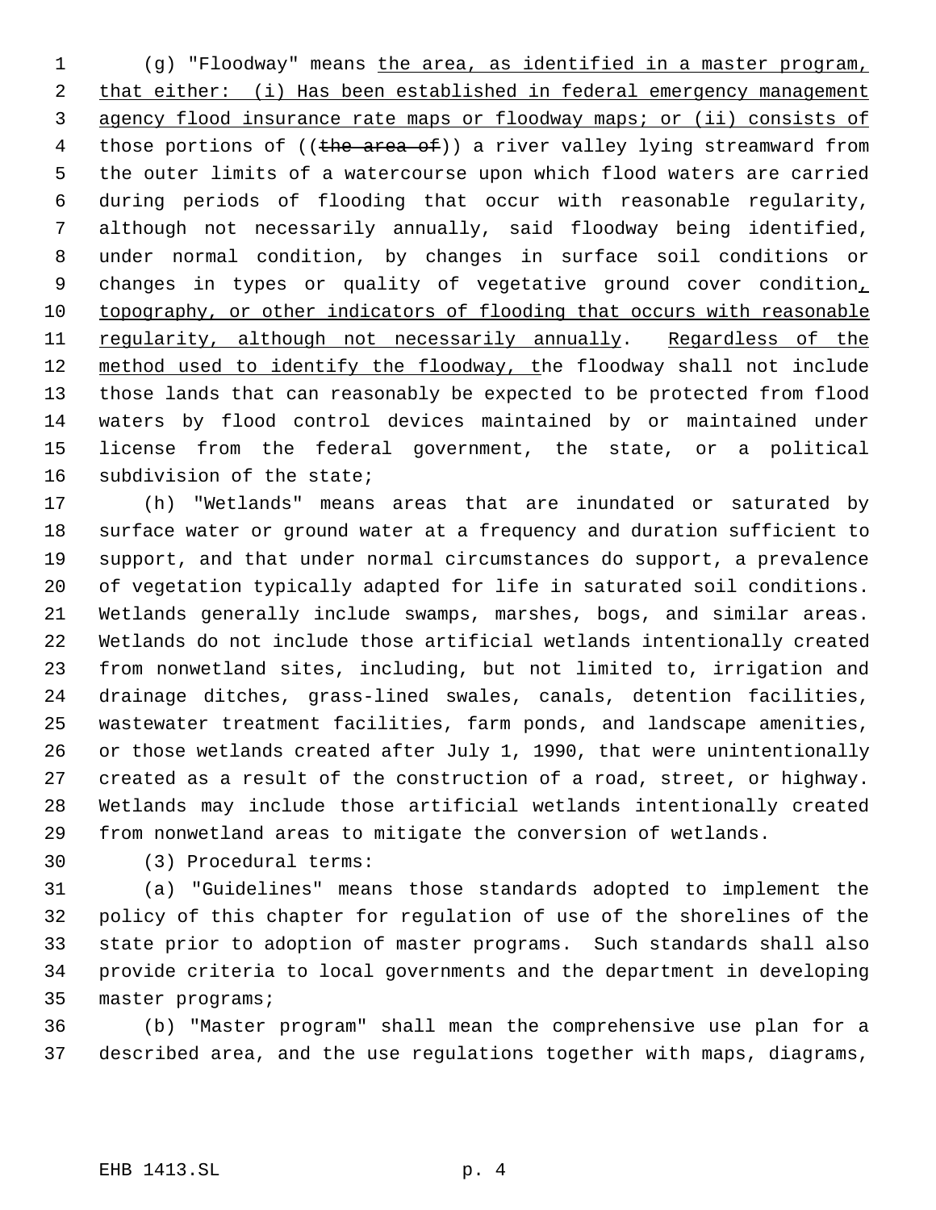(g) "Floodway" means the area, as identified in a master program, that either: (i) Has been established in federal emergency management agency flood insurance rate maps or floodway maps; or (ii) consists of those portions of ((~~the area of~~)) a river valley lying streamward from the outer limits of a watercourse upon which flood waters are carried during periods of flooding that occur with reasonable regularity, although not necessarily annually, said floodway being identified, under normal condition, by changes in surface soil conditions or changes in types or quality of vegetative ground cover condition, topography, or other indicators of flooding that occurs with reasonable regularity, although not necessarily annually. Regardless of the method used to identify the floodway, the floodway shall not include those lands that can reasonably be expected to be protected from flood waters by flood control devices maintained by or maintained under license from the federal government, the state, or a political subdivision of the state;

(h) "Wetlands" means areas that are inundated or saturated by surface water or ground water at a frequency and duration sufficient to support, and that under normal circumstances do support, a prevalence of vegetation typically adapted for life in saturated soil conditions. Wetlands generally include swamps, marshes, bogs, and similar areas. Wetlands do not include those artificial wetlands intentionally created from nonwetland sites, including, but not limited to, irrigation and drainage ditches, grass-lined swales, canals, detention facilities, wastewater treatment facilities, farm ponds, and landscape amenities, or those wetlands created after July 1, 1990, that were unintentionally created as a result of the construction of a road, street, or highway. Wetlands may include those artificial wetlands intentionally created from nonwetland areas to mitigate the conversion of wetlands.

(3) Procedural terms:

(a) "Guidelines" means those standards adopted to implement the policy of this chapter for regulation of use of the shorelines of the state prior to adoption of master programs. Such standards shall also provide criteria to local governments and the department in developing master programs;

(b) "Master program" shall mean the comprehensive use plan for a described area, and the use regulations together with maps, diagrams,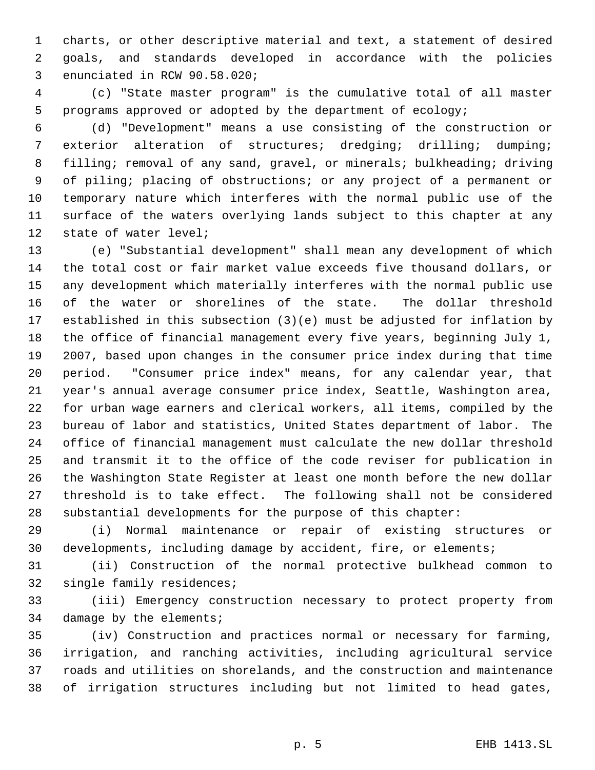charts, or other descriptive material and text, a statement of desired goals, and standards developed in accordance with the policies enunciated in RCW 90.58.020;

(c) "State master program" is the cumulative total of all master programs approved or adopted by the department of ecology;

(d) "Development" means a use consisting of the construction or exterior alteration of structures; dredging; drilling; dumping; filling; removal of any sand, gravel, or minerals; bulkheading; driving of piling; placing of obstructions; or any project of a permanent or temporary nature which interferes with the normal public use of the surface of the waters overlying lands subject to this chapter at any state of water level;

(e) "Substantial development" shall mean any development of which the total cost or fair market value exceeds five thousand dollars, or any development which materially interferes with the normal public use of the water or shorelines of the state. The dollar threshold established in this subsection (3)(e) must be adjusted for inflation by the office of financial management every five years, beginning July 1, 2007, based upon changes in the consumer price index during that time period. "Consumer price index" means, for any calendar year, that year's annual average consumer price index, Seattle, Washington area, for urban wage earners and clerical workers, all items, compiled by the bureau of labor and statistics, United States department of labor. The office of financial management must calculate the new dollar threshold and transmit it to the office of the code reviser for publication in the Washington State Register at least one month before the new dollar threshold is to take effect. The following shall not be considered substantial developments for the purpose of this chapter:

(i) Normal maintenance or repair of existing structures or developments, including damage by accident, fire, or elements;

(ii) Construction of the normal protective bulkhead common to single family residences;

(iii) Emergency construction necessary to protect property from damage by the elements;

(iv) Construction and practices normal or necessary for farming, irrigation, and ranching activities, including agricultural service roads and utilities on shorelands, and the construction and maintenance of irrigation structures including but not limited to head gates,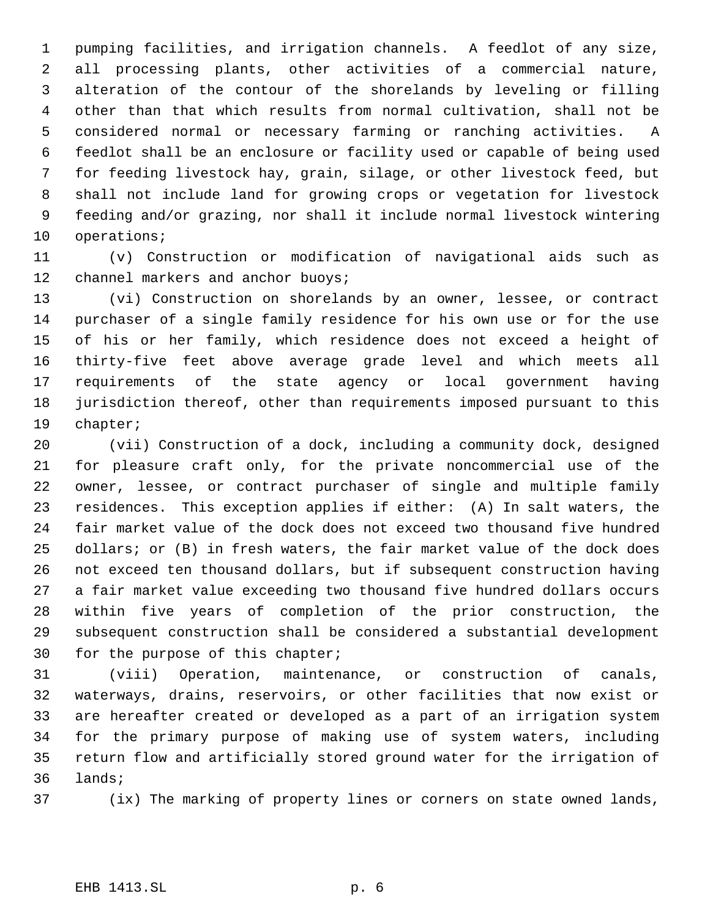pumping facilities, and irrigation channels. A feedlot of any size, all processing plants, other activities of a commercial nature, alteration of the contour of the shorelands by leveling or filling other than that which results from normal cultivation, shall not be considered normal or necessary farming or ranching activities. A feedlot shall be an enclosure or facility used or capable of being used for feeding livestock hay, grain, silage, or other livestock feed, but shall not include land for growing crops or vegetation for livestock feeding and/or grazing, nor shall it include normal livestock wintering operations;

(v) Construction or modification of navigational aids such as channel markers and anchor buoys;

(vi) Construction on shorelands by an owner, lessee, or contract purchaser of a single family residence for his own use or for the use of his or her family, which residence does not exceed a height of thirty-five feet above average grade level and which meets all requirements of the state agency or local government having jurisdiction thereof, other than requirements imposed pursuant to this chapter;

(vii) Construction of a dock, including a community dock, designed for pleasure craft only, for the private noncommercial use of the owner, lessee, or contract purchaser of single and multiple family residences. This exception applies if either: (A) In salt waters, the fair market value of the dock does not exceed two thousand five hundred dollars; or (B) in fresh waters, the fair market value of the dock does not exceed ten thousand dollars, but if subsequent construction having a fair market value exceeding two thousand five hundred dollars occurs within five years of completion of the prior construction, the subsequent construction shall be considered a substantial development for the purpose of this chapter;

(viii) Operation, maintenance, or construction of canals, waterways, drains, reservoirs, or other facilities that now exist or are hereafter created or developed as a part of an irrigation system for the primary purpose of making use of system waters, including return flow and artificially stored ground water for the irrigation of lands;

(ix) The marking of property lines or corners on state owned lands,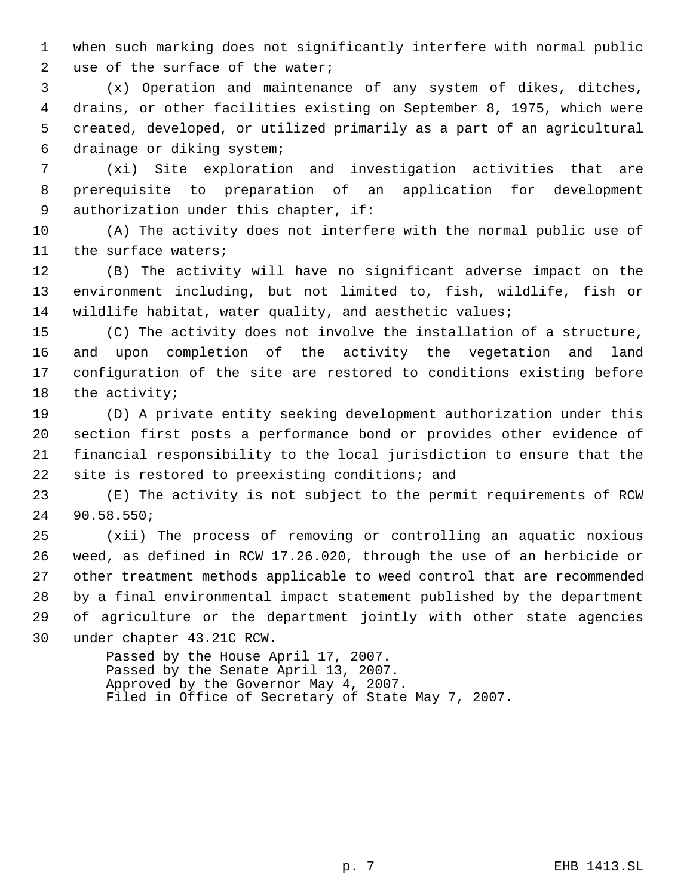when such marking does not significantly interfere with normal public use of the surface of the water;

(x) Operation and maintenance of any system of dikes, ditches, drains, or other facilities existing on September 8, 1975, which were created, developed, or utilized primarily as a part of an agricultural drainage or diking system;

(xi) Site exploration and investigation activities that are prerequisite to preparation of an application for development authorization under this chapter, if:

(A) The activity does not interfere with the normal public use of the surface waters;

(B) The activity will have no significant adverse impact on the environment including, but not limited to, fish, wildlife, fish or wildlife habitat, water quality, and aesthetic values;

(C) The activity does not involve the installation of a structure, and upon completion of the activity the vegetation and land configuration of the site are restored to conditions existing before the activity;

(D) A private entity seeking development authorization under this section first posts a performance bond or provides other evidence of financial responsibility to the local jurisdiction to ensure that the site is restored to preexisting conditions; and

(E) The activity is not subject to the permit requirements of RCW 90.58.550;

(xii) The process of removing or controlling an aquatic noxious weed, as defined in RCW 17.26.020, through the use of an herbicide or other treatment methods applicable to weed control that are recommended by a final environmental impact statement published by the department of agriculture or the department jointly with other state agencies under chapter 43.21C RCW.

Passed by the House April 17, 2007.
Passed by the Senate April 13, 2007.
Approved by the Governor May 4, 2007.
Filed in Office of Secretary of State May 7, 2007.